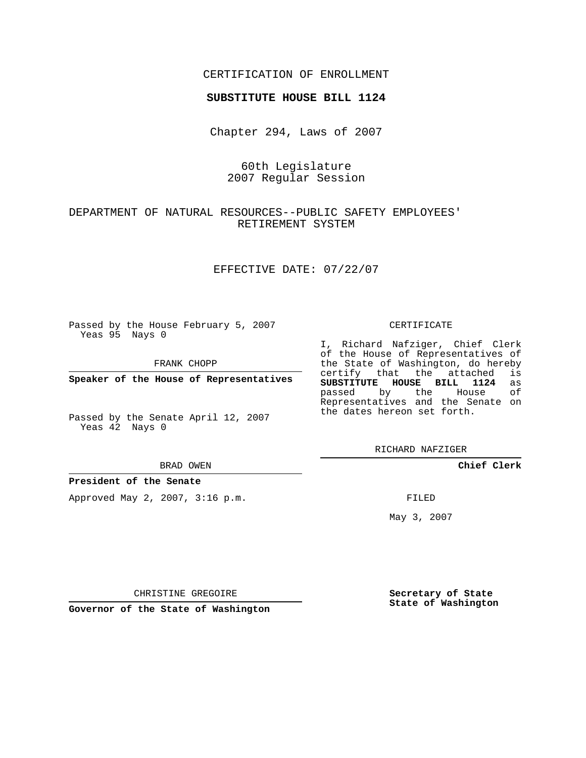CERTIFICATION OF ENROLLMENT

**SUBSTITUTE HOUSE BILL 1124**

Chapter 294, Laws of 2007

60th Legislature
2007 Regular Session

DEPARTMENT OF NATURAL RESOURCES--PUBLIC SAFETY EMPLOYEES' RETIREMENT SYSTEM

EFFECTIVE DATE: 07/22/07

Passed by the House February 5, 2007
Yeas 95 Nays 0

FRANK CHOPP

**Speaker of the House of Representatives**

Passed by the Senate April 12, 2007
Yeas 42 Nays 0

BRAD OWEN

**President of the Senate**

Approved May 2, 2007, 3:16 p.m.

CHRISTINE GREGOIRE

**Governor of the State of Washington**

CERTIFICATE

I, Richard Nafziger, Chief Clerk of the House of Representatives of the State of Washington, do hereby certify that the attached is **SUBSTITUTE HOUSE BILL 1124** as passed by the House of Representatives and the Senate on the dates hereon set forth.

RICHARD NAFZIGER

**Chief Clerk**

FILED

May 3, 2007

**Secretary of State**
**State of Washington**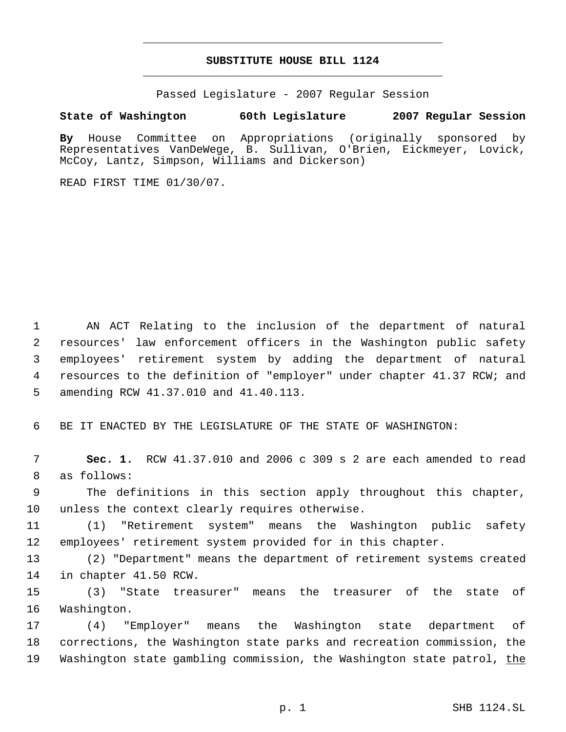# SUBSTITUTE HOUSE BILL 1124

Passed Legislature - 2007 Regular Session

**State of Washington 60th Legislature 2007 Regular Session**

**By** House Committee on Appropriations (originally sponsored by Representatives VanDeWege, B. Sullivan, O'Brien, Eickmeyer, Lovick, McCoy, Lantz, Simpson, Williams and Dickerson)

READ FIRST TIME 01/30/07.

1 AN ACT Relating to the inclusion of the department of natural
2 resources' law enforcement officers in the Washington public safety
3 employees' retirement system by adding the department of natural
4 resources to the definition of "employer" under chapter 41.37 RCW; and
5 amending RCW 41.37.010 and 41.40.113.

6 BE IT ENACTED BY THE LEGISLATURE OF THE STATE OF WASHINGTON:

7 **Sec. 1.** RCW 41.37.010 and 2006 c 309 s 2 are each amended to read
8 as follows:

9 The definitions in this section apply throughout this chapter,
10 unless the context clearly requires otherwise.

11 (1) "Retirement system" means the Washington public safety
12 employees' retirement system provided for in this chapter.

13 (2) "Department" means the department of retirement systems created
14 in chapter 41.50 RCW.

15 (3) "State treasurer" means the treasurer of the state of
16 Washington.

17 (4) "Employer" means the Washington state department of
18 corrections, the Washington state parks and recreation commission, the
19 Washington state gambling commission, the Washington state patrol, <u>the</u>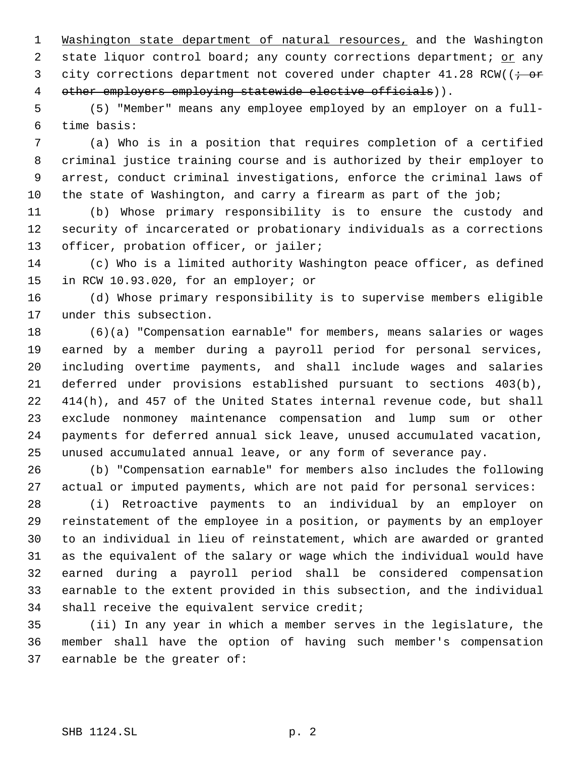Washington state department of natural resources, and the Washington state liquor control board; any county corrections department; or any city corrections department not covered under chapter 41.28 RCW((; or other employers employing statewide elective officials)).

(5) "Member" means any employee employed by an employer on a full-time basis:

(a) Who is in a position that requires completion of a certified criminal justice training course and is authorized by their employer to arrest, conduct criminal investigations, enforce the criminal laws of the state of Washington, and carry a firearm as part of the job;

(b) Whose primary responsibility is to ensure the custody and security of incarcerated or probationary individuals as a corrections officer, probation officer, or jailer;

(c) Who is a limited authority Washington peace officer, as defined in RCW 10.93.020, for an employer; or

(d) Whose primary responsibility is to supervise members eligible under this subsection.

(6)(a) "Compensation earnable" for members, means salaries or wages earned by a member during a payroll period for personal services, including overtime payments, and shall include wages and salaries deferred under provisions established pursuant to sections 403(b), 414(h), and 457 of the United States internal revenue code, but shall exclude nonmoney maintenance compensation and lump sum or other payments for deferred annual sick leave, unused accumulated vacation, unused accumulated annual leave, or any form of severance pay.

(b) "Compensation earnable" for members also includes the following actual or imputed payments, which are not paid for personal services:

(i) Retroactive payments to an individual by an employer on reinstatement of the employee in a position, or payments by an employer to an individual in lieu of reinstatement, which are awarded or granted as the equivalent of the salary or wage which the individual would have earned during a payroll period shall be considered compensation earnable to the extent provided in this subsection, and the individual shall receive the equivalent service credit;

(ii) In any year in which a member serves in the legislature, the member shall have the option of having such member's compensation earnable be the greater of: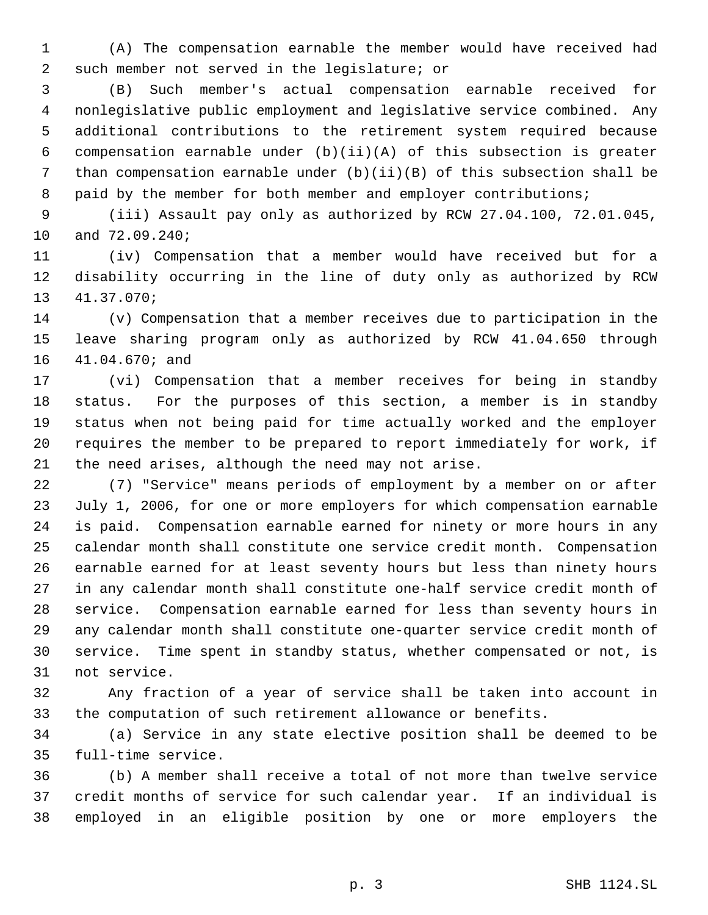(A) The compensation earnable the member would have received had such member not served in the legislature; or

(B) Such member's actual compensation earnable received for nonlegislative public employment and legislative service combined. Any additional contributions to the retirement system required because compensation earnable under (b)(ii)(A) of this subsection is greater than compensation earnable under (b)(ii)(B) of this subsection shall be paid by the member for both member and employer contributions;

(iii) Assault pay only as authorized by RCW 27.04.100, 72.01.045, and 72.09.240;

(iv) Compensation that a member would have received but for a disability occurring in the line of duty only as authorized by RCW 41.37.070;

(v) Compensation that a member receives due to participation in the leave sharing program only as authorized by RCW 41.04.650 through 41.04.670; and

(vi) Compensation that a member receives for being in standby status. For the purposes of this section, a member is in standby status when not being paid for time actually worked and the employer requires the member to be prepared to report immediately for work, if the need arises, although the need may not arise.

(7) "Service" means periods of employment by a member on or after July 1, 2006, for one or more employers for which compensation earnable is paid. Compensation earnable earned for ninety or more hours in any calendar month shall constitute one service credit month. Compensation earnable earned for at least seventy hours but less than ninety hours in any calendar month shall constitute one-half service credit month of service. Compensation earnable earned for less than seventy hours in any calendar month shall constitute one-quarter service credit month of service. Time spent in standby status, whether compensated or not, is not service.

Any fraction of a year of service shall be taken into account in the computation of such retirement allowance or benefits.

(a) Service in any state elective position shall be deemed to be full-time service.

(b) A member shall receive a total of not more than twelve service credit months of service for such calendar year. If an individual is employed in an eligible position by one or more employers the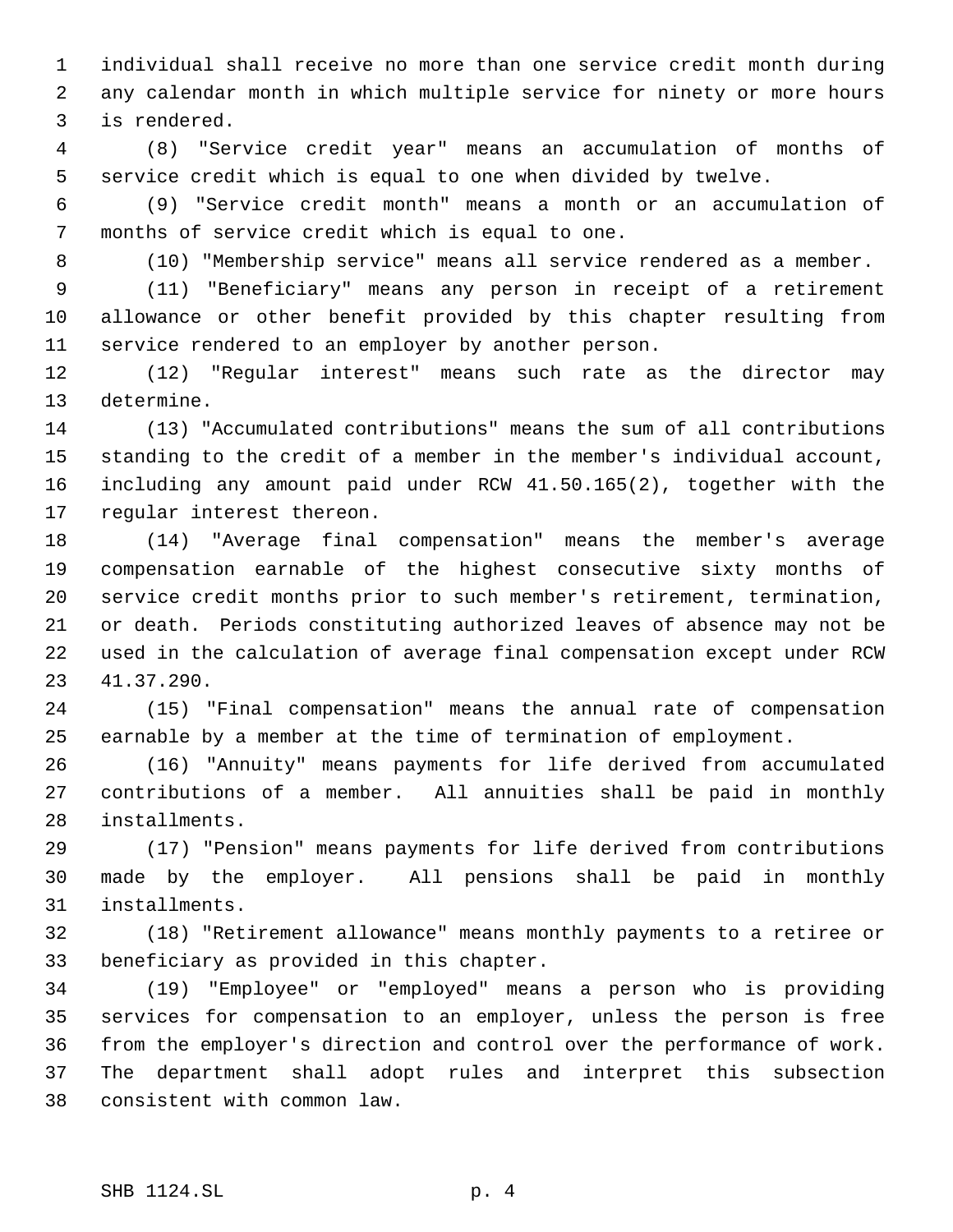individual shall receive no more than one service credit month during any calendar month in which multiple service for ninety or more hours is rendered.

(8) "Service credit year" means an accumulation of months of service credit which is equal to one when divided by twelve.

(9) "Service credit month" means a month or an accumulation of months of service credit which is equal to one.

(10) "Membership service" means all service rendered as a member.

(11) "Beneficiary" means any person in receipt of a retirement allowance or other benefit provided by this chapter resulting from service rendered to an employer by another person.

(12) "Regular interest" means such rate as the director may determine.

(13) "Accumulated contributions" means the sum of all contributions standing to the credit of a member in the member's individual account, including any amount paid under RCW 41.50.165(2), together with the regular interest thereon.

(14) "Average final compensation" means the member's average compensation earnable of the highest consecutive sixty months of service credit months prior to such member's retirement, termination, or death. Periods constituting authorized leaves of absence may not be used in the calculation of average final compensation except under RCW 41.37.290.

(15) "Final compensation" means the annual rate of compensation earnable by a member at the time of termination of employment.

(16) "Annuity" means payments for life derived from accumulated contributions of a member. All annuities shall be paid in monthly installments.

(17) "Pension" means payments for life derived from contributions made by the employer. All pensions shall be paid in monthly installments.

(18) "Retirement allowance" means monthly payments to a retiree or beneficiary as provided in this chapter.

(19) "Employee" or "employed" means a person who is providing services for compensation to an employer, unless the person is free from the employer's direction and control over the performance of work. The department shall adopt rules and interpret this subsection consistent with common law.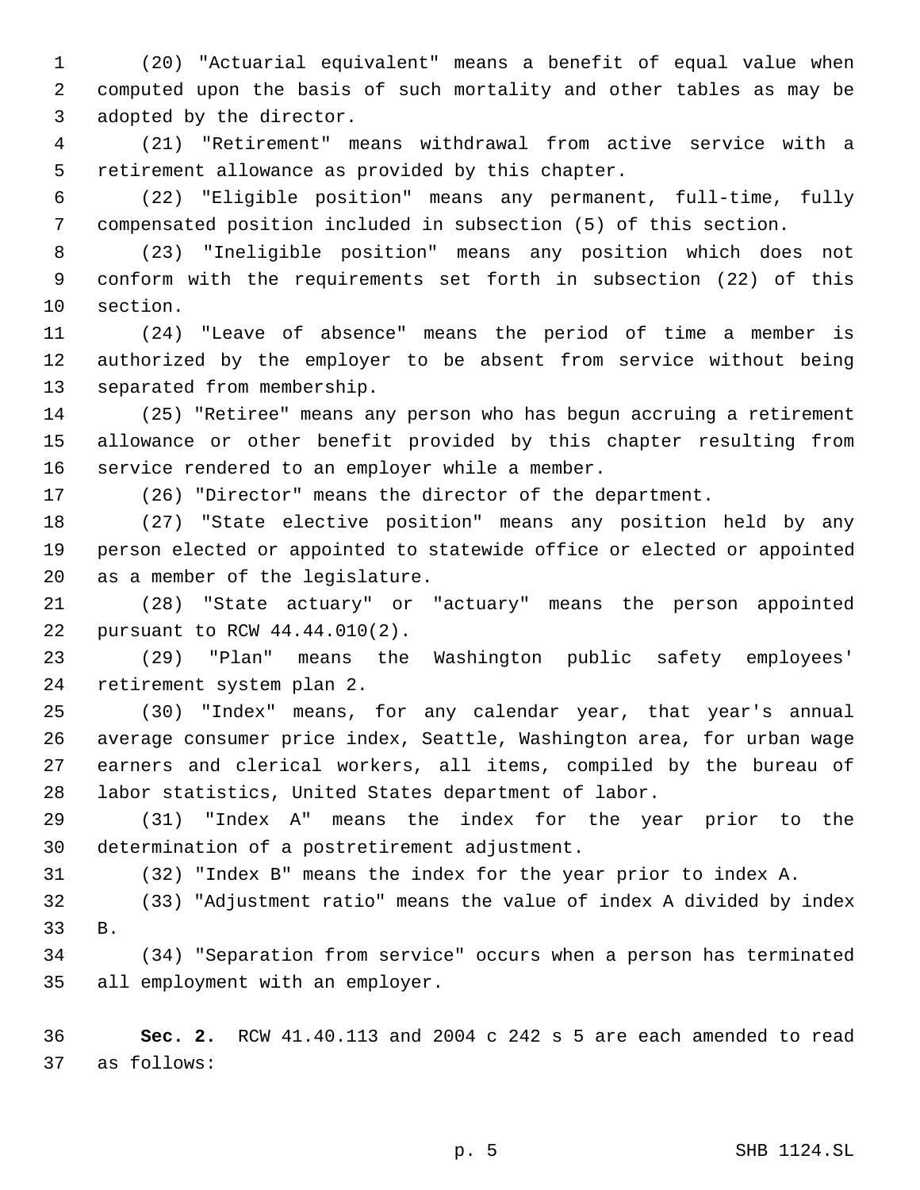(20) "Actuarial equivalent" means a benefit of equal value when computed upon the basis of such mortality and other tables as may be adopted by the director.

(21) "Retirement" means withdrawal from active service with a retirement allowance as provided by this chapter.

(22) "Eligible position" means any permanent, full-time, fully compensated position included in subsection (5) of this section.

(23) "Ineligible position" means any position which does not conform with the requirements set forth in subsection (22) of this section.

(24) "Leave of absence" means the period of time a member is authorized by the employer to be absent from service without being separated from membership.

(25) "Retiree" means any person who has begun accruing a retirement allowance or other benefit provided by this chapter resulting from service rendered to an employer while a member.

(26) "Director" means the director of the department.

(27) "State elective position" means any position held by any person elected or appointed to statewide office or elected or appointed as a member of the legislature.

(28) "State actuary" or "actuary" means the person appointed pursuant to RCW 44.44.010(2).

(29) "Plan" means the Washington public safety employees' retirement system plan 2.

(30) "Index" means, for any calendar year, that year's annual average consumer price index, Seattle, Washington area, for urban wage earners and clerical workers, all items, compiled by the bureau of labor statistics, United States department of labor.

(31) "Index A" means the index for the year prior to the determination of a postretirement adjustment.

(32) "Index B" means the index for the year prior to index A.

(33) "Adjustment ratio" means the value of index A divided by index B.

(34) "Separation from service" occurs when a person has terminated all employment with an employer.

**Sec. 2.** RCW 41.40.113 and 2004 c 242 s 5 are each amended to read as follows: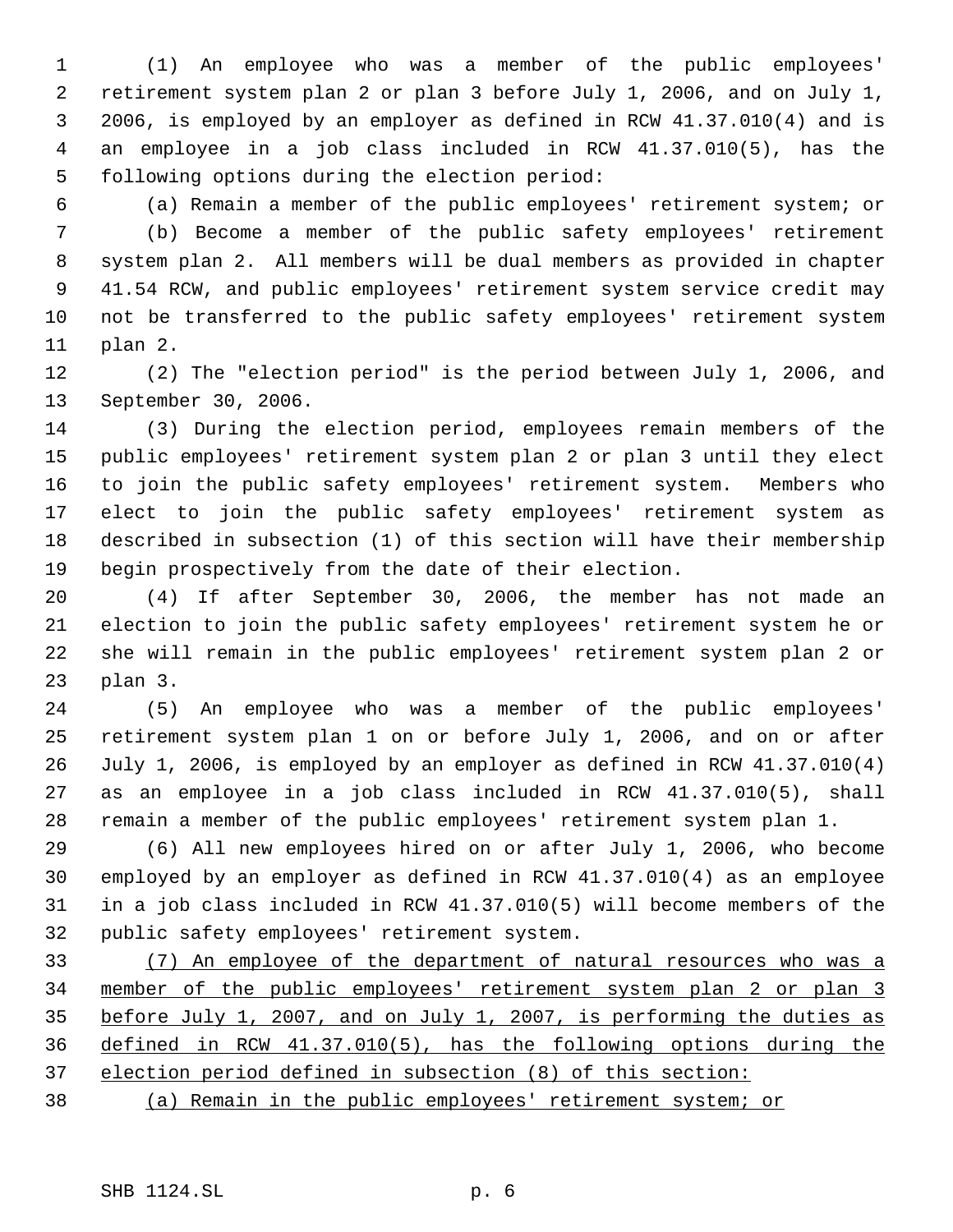(1) An employee who was a member of the public employees' retirement system plan 2 or plan 3 before July 1, 2006, and on July 1, 2006, is employed by an employer as defined in RCW 41.37.010(4) and is an employee in a job class included in RCW 41.37.010(5), has the following options during the election period:

(a) Remain a member of the public employees' retirement system; or

(b) Become a member of the public safety employees' retirement system plan 2. All members will be dual members as provided in chapter 41.54 RCW, and public employees' retirement system service credit may not be transferred to the public safety employees' retirement system plan 2.

(2) The "election period" is the period between July 1, 2006, and September 30, 2006.

(3) During the election period, employees remain members of the public employees' retirement system plan 2 or plan 3 until they elect to join the public safety employees' retirement system. Members who elect to join the public safety employees' retirement system as described in subsection (1) of this section will have their membership begin prospectively from the date of their election.

(4) If after September 30, 2006, the member has not made an election to join the public safety employees' retirement system he or she will remain in the public employees' retirement system plan 2 or plan 3.

(5) An employee who was a member of the public employees' retirement system plan 1 on or before July 1, 2006, and on or after July 1, 2006, is employed by an employer as defined in RCW 41.37.010(4) as an employee in a job class included in RCW 41.37.010(5), shall remain a member of the public employees' retirement system plan 1.

(6) All new employees hired on or after July 1, 2006, who become employed by an employer as defined in RCW 41.37.010(4) as an employee in a job class included in RCW 41.37.010(5) will become members of the public safety employees' retirement system.

<u>(7) An employee of the department of natural resources who was a member of the public employees' retirement system plan 2 or plan 3 before July 1, 2007, and on July 1, 2007, is performing the duties as defined in RCW 41.37.010(5), has the following options during the election period defined in subsection (8) of this section:</u>

<u>(a) Remain in the public employees' retirement system; or</u>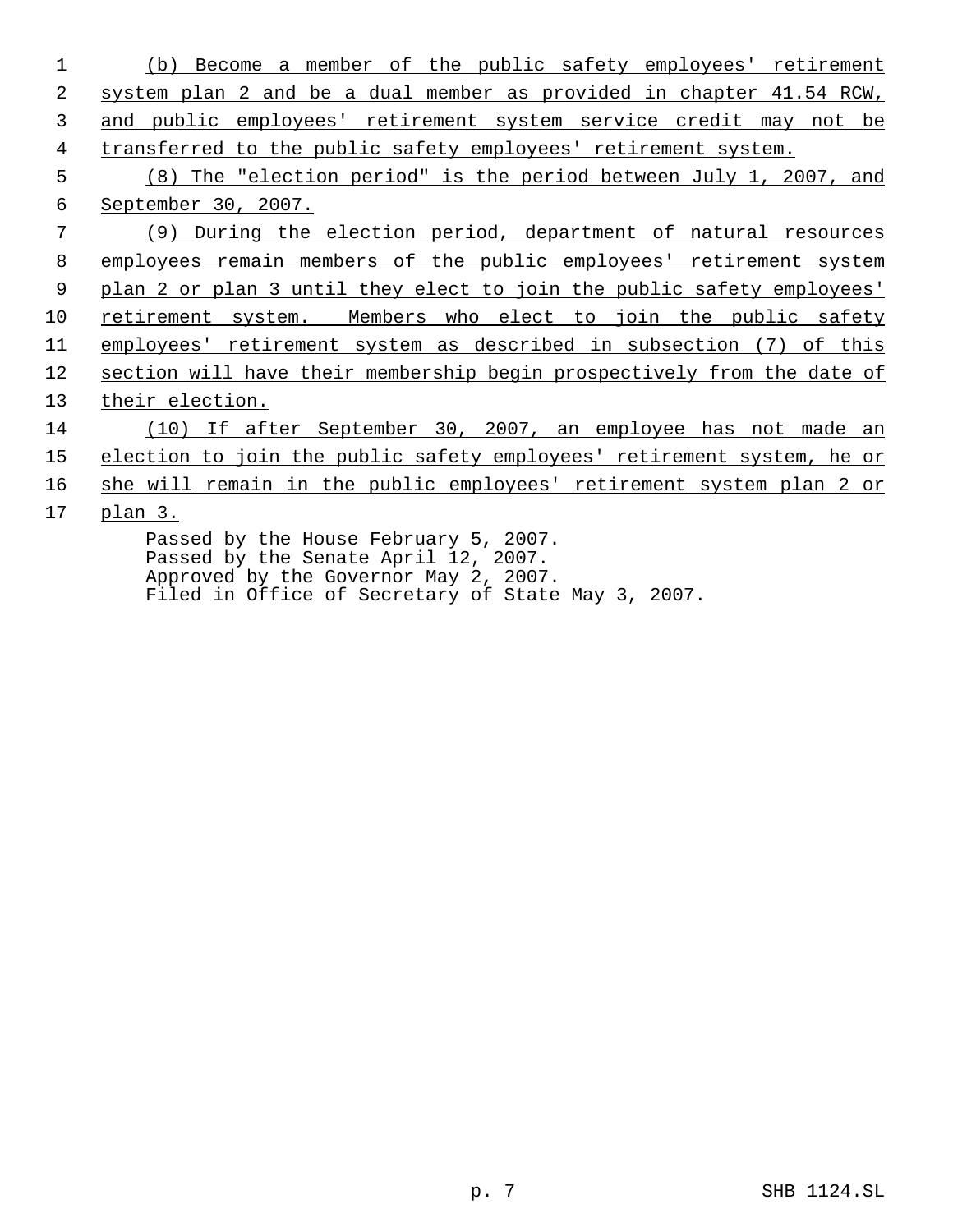(b) Become a member of the public safety employees' retirement system plan 2 and be a dual member as provided in chapter 41.54 RCW, and public employees' retirement system service credit may not be transferred to the public safety employees' retirement system.

(8) The "election period" is the period between July 1, 2007, and September 30, 2007.

(9) During the election period, department of natural resources employees remain members of the public employees' retirement system plan 2 or plan 3 until they elect to join the public safety employees' retirement system. Members who elect to join the public safety employees' retirement system as described in subsection (7) of this section will have their membership begin prospectively from the date of their election.

(10) If after September 30, 2007, an employee has not made an election to join the public safety employees' retirement system, he or she will remain in the public employees' retirement system plan 2 or plan 3.

Passed by the House February 5, 2007.
Passed by the Senate April 12, 2007.
Approved by the Governor May 2, 2007.
Filed in Office of Secretary of State May 3, 2007.